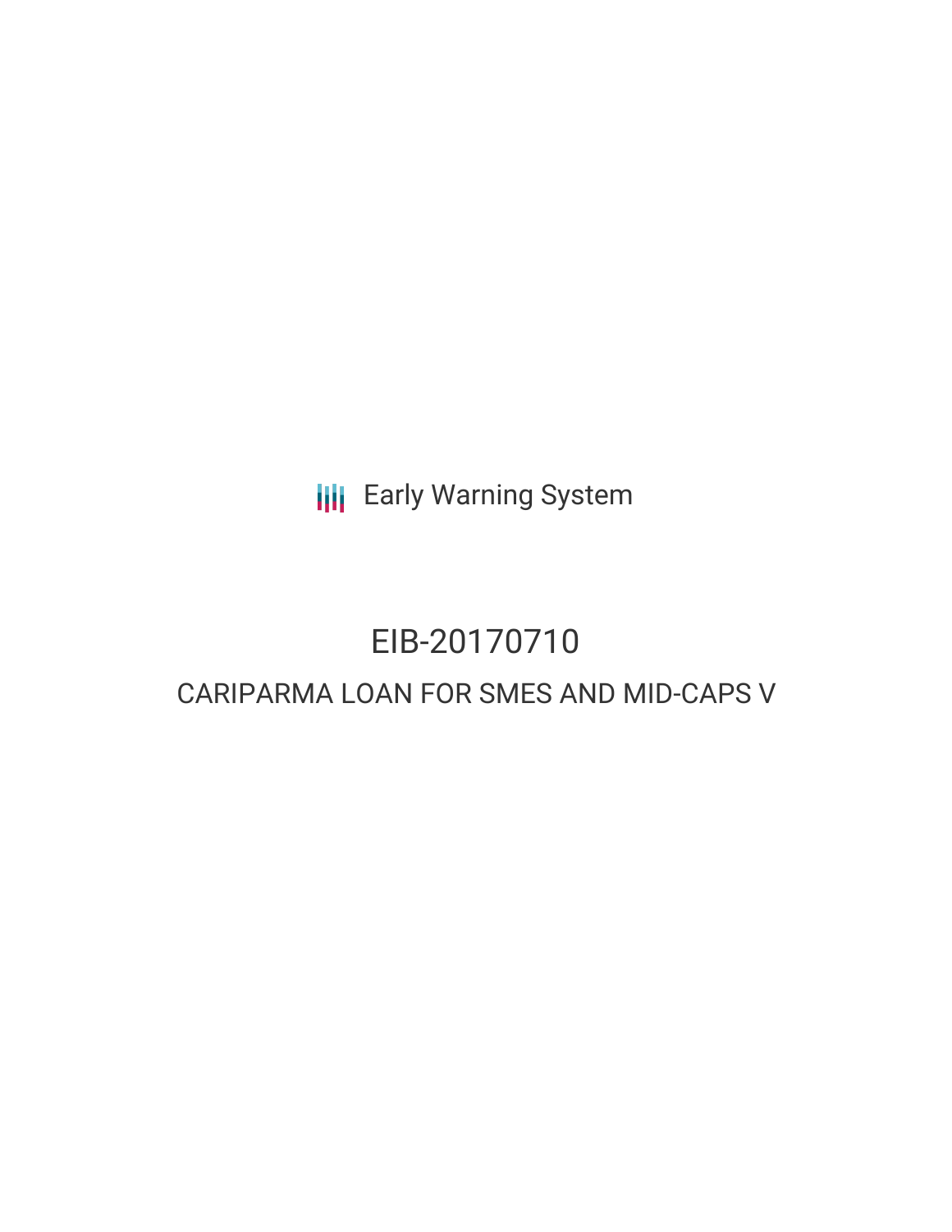Early Warning System

# EIB-20170710

## CARIPARMA LOAN FOR SMES AND MID-CAPS V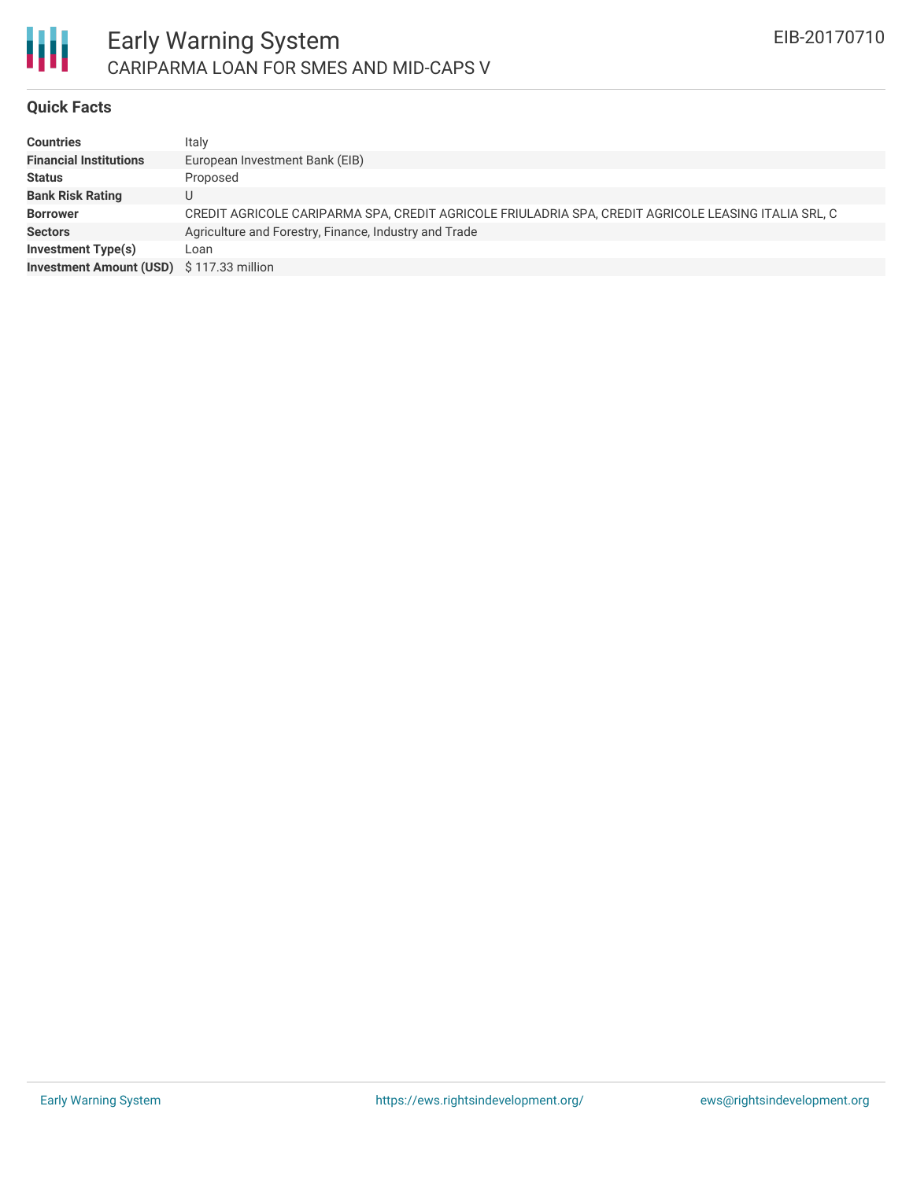# Early Warning System

## CARIPARMA LOAN FOR SMES AND MID-CAPS V

EIB-20170710

### Quick Facts

| | |
|---|---|
| **Countries** | Italy |
| **Financial Institutions** | European Investment Bank (EIB) |
| **Status** | Proposed |
| **Bank Risk Rating** | U |
| **Borrower** | CREDIT AGRICOLE CARIPARMA SPA, CREDIT AGRICOLE FRIULADRIA SPA, CREDIT AGRICOLE LEASING ITALIA SRL, C |
| **Sectors** | Agriculture and Forestry, Finance, Industry and Trade |
| **Investment Type(s)** | Loan |
| **Investment Amount (USD)** | $ 117.33 million |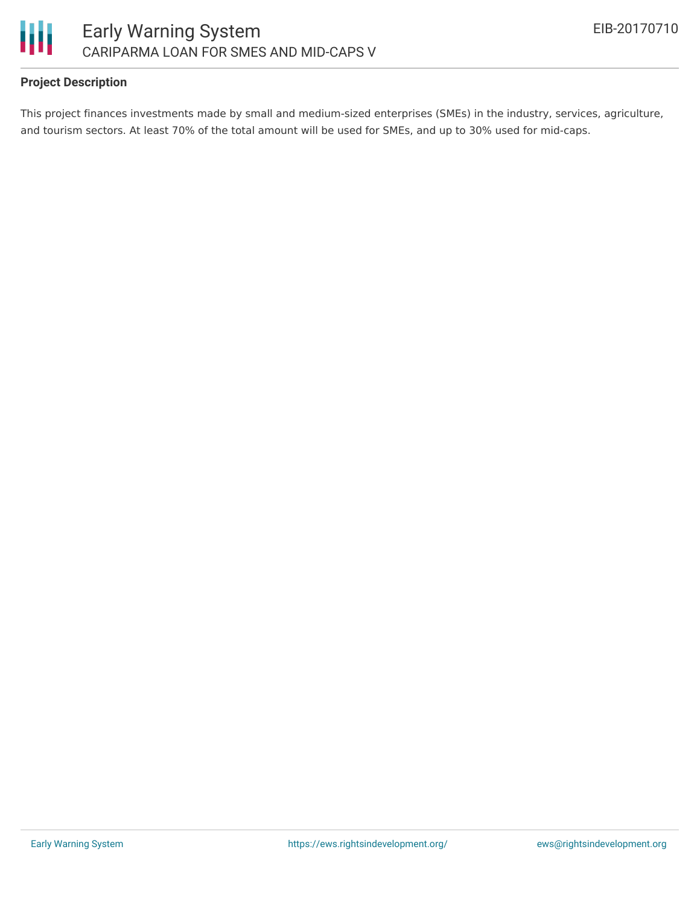**Project Description**

This project finances investments made by small and medium-sized enterprises (SMEs) in the industry, services, agriculture, and tourism sectors. At least 70% of the total amount will be used for SMEs, and up to 30% used for mid-caps.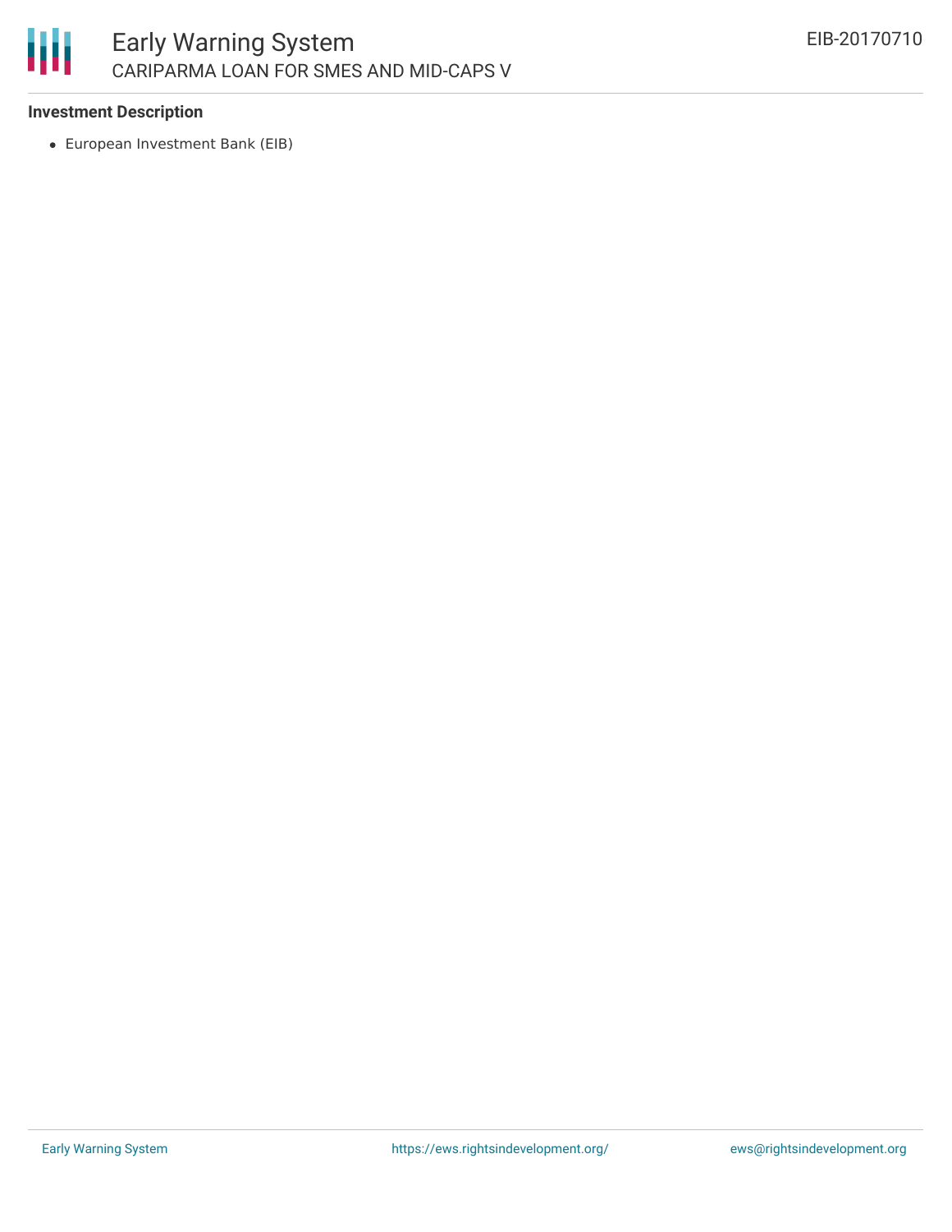**Investment Description**

- European Investment Bank (EIB)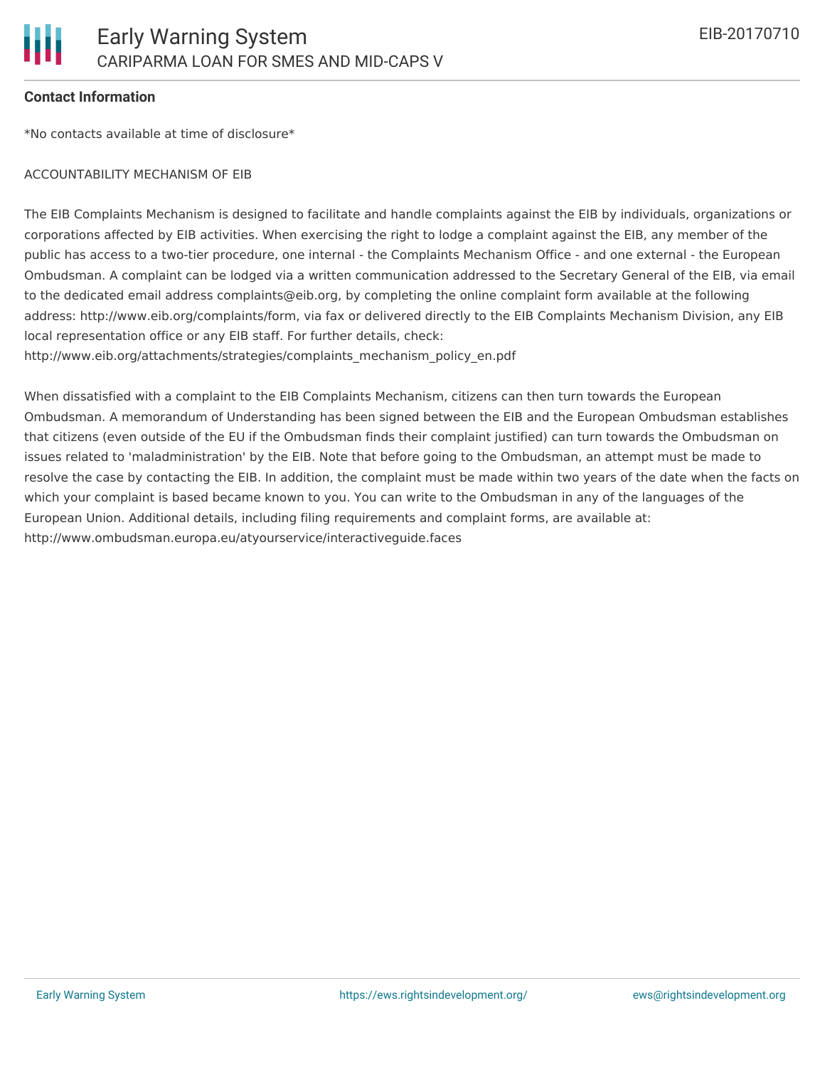**Contact Information**

*No contacts available at time of disclosure*

ACCOUNTABILITY MECHANISM OF EIB

The EIB Complaints Mechanism is designed to facilitate and handle complaints against the EIB by individuals, organizations or corporations affected by EIB activities. When exercising the right to lodge a complaint against the EIB, any member of the public has access to a two-tier procedure, one internal - the Complaints Mechanism Office - and one external - the European Ombudsman. A complaint can be lodged via a written communication addressed to the Secretary General of the EIB, via email to the dedicated email address complaints@eib.org, by completing the online complaint form available at the following address: http://www.eib.org/complaints/form, via fax or delivered directly to the EIB Complaints Mechanism Division, any EIB local representation office or any EIB staff. For further details, check: http://www.eib.org/attachments/strategies/complaints_mechanism_policy_en.pdf

When dissatisfied with a complaint to the EIB Complaints Mechanism, citizens can then turn towards the European Ombudsman. A memorandum of Understanding has been signed between the EIB and the European Ombudsman establishes that citizens (even outside of the EU if the Ombudsman finds their complaint justified) can turn towards the Ombudsman on issues related to 'maladministration' by the EIB. Note that before going to the Ombudsman, an attempt must be made to resolve the case by contacting the EIB. In addition, the complaint must be made within two years of the date when the facts on which your complaint is based became known to you. You can write to the Ombudsman in any of the languages of the European Union. Additional details, including filing requirements and complaint forms, are available at: http://www.ombudsman.europa.eu/atyourservice/interactiveguide.faces